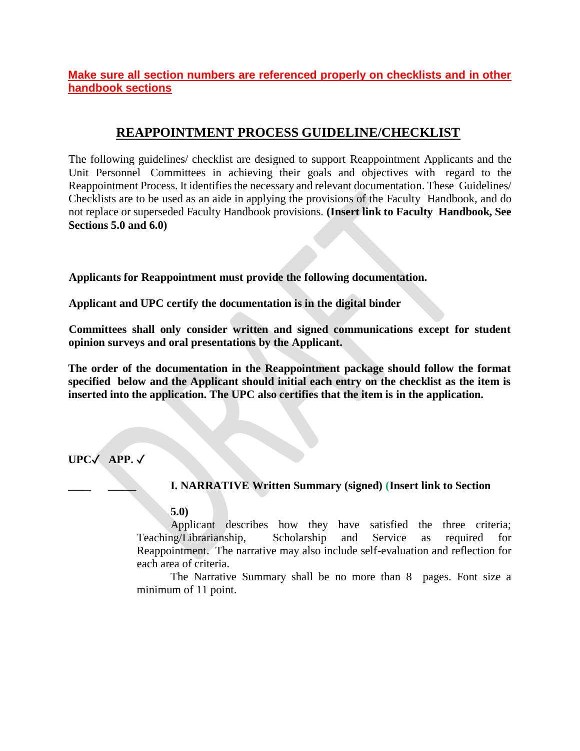**Make sure all section numbers are referenced properly on checklists and in other handbook sections**

## REAPPOINTMENT PROCESS GUIDELINE/CHECKLIST

The following guidelines/ checklist are designed to support Reappointment Applicants and the Unit Personnel Committees in achieving their goals and objectives with regard to the Reappointment Process. It identifies the necessary and relevant documentation. These Guidelines/ Checklists are to be used as an aide in applying the provisions of the Faculty Handbook, and do not replace or superseded Faculty Handbook provisions. **(Insert link to Faculty Handbook, See Sections 5.0 and 6.0)**

**Applicants for Reappointment must provide the following documentation.**

**Applicant and UPC certify the documentation is in the digital binder**

**Committees shall only consider written and signed communications except for student opinion surveys and oral presentations by the Applicant.**

**The order of the documentation in the Reappointment package should follow the format specified below and the Applicant should initial each entry on the checklist as the item is inserted into the application. The UPC also certifies that the item is in the application.**

**UPC✓ APP. ✓**

____ _____ **I. NARRATIVE Written Summary (signed) (Insert link to Section 5.0)**

Applicant describes how they have satisfied the three criteria; Teaching/Librarianship, Scholarship and Service as required for Reappointment. The narrative may also include self-evaluation and reflection for each area of criteria.

The Narrative Summary shall be no more than 8 pages. Font size a minimum of 11 point.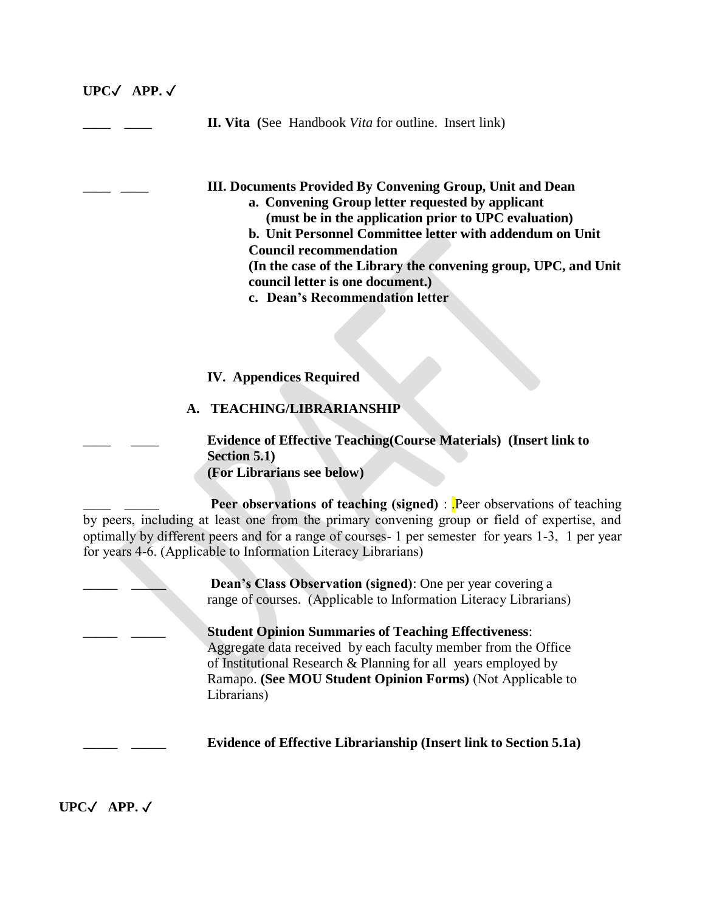**UPC✓ APP. ✓**

____ ____ **II. Vita (**See Handbook *Vita* for outline. Insert link)

____ ____ **III. Documents Provided By Convening Group, Unit and Dean**

- **a. Convening Group letter requested by applicant (must be in the application prior to UPC evaluation)**
- **b. Unit Personnel Committee letter with addendum on Unit Council recommendation (In the case of the Library the convening group, UPC, and Unit council letter is one document.)**
- **c. Dean's Recommendation letter**

**IV. Appendices Required**

**A. TEACHING/LIBRARIANSHIP**

____ ____ **Evidence of Effective Teaching(Course Materials) (Insert link to Section 5.1) (For Librarians see below)**

____ _____ **Peer observations of teaching (signed)** : .Peer observations of teaching by peers, including at least one from the primary convening group or field of expertise, and optimally by different peers and for a range of courses- 1 per semester for years 1-3, 1 per year for years 4-6. (Applicable to Information Literacy Librarians)

_____ _____ **Dean's Class Observation (signed)**: One per year covering a range of courses. (Applicable to Information Literacy Librarians)

_____ _____ **Student Opinion Summaries of Teaching Effectiveness**: Aggregate data received by each faculty member from the Office of Institutional Research & Planning for all years employed by Ramapo. **(See MOU Student Opinion Forms)** (Not Applicable to Librarians)

_____ _____ **Evidence of Effective Librarianship (Insert link to Section 5.1a)**

**UPC✓ APP. ✓**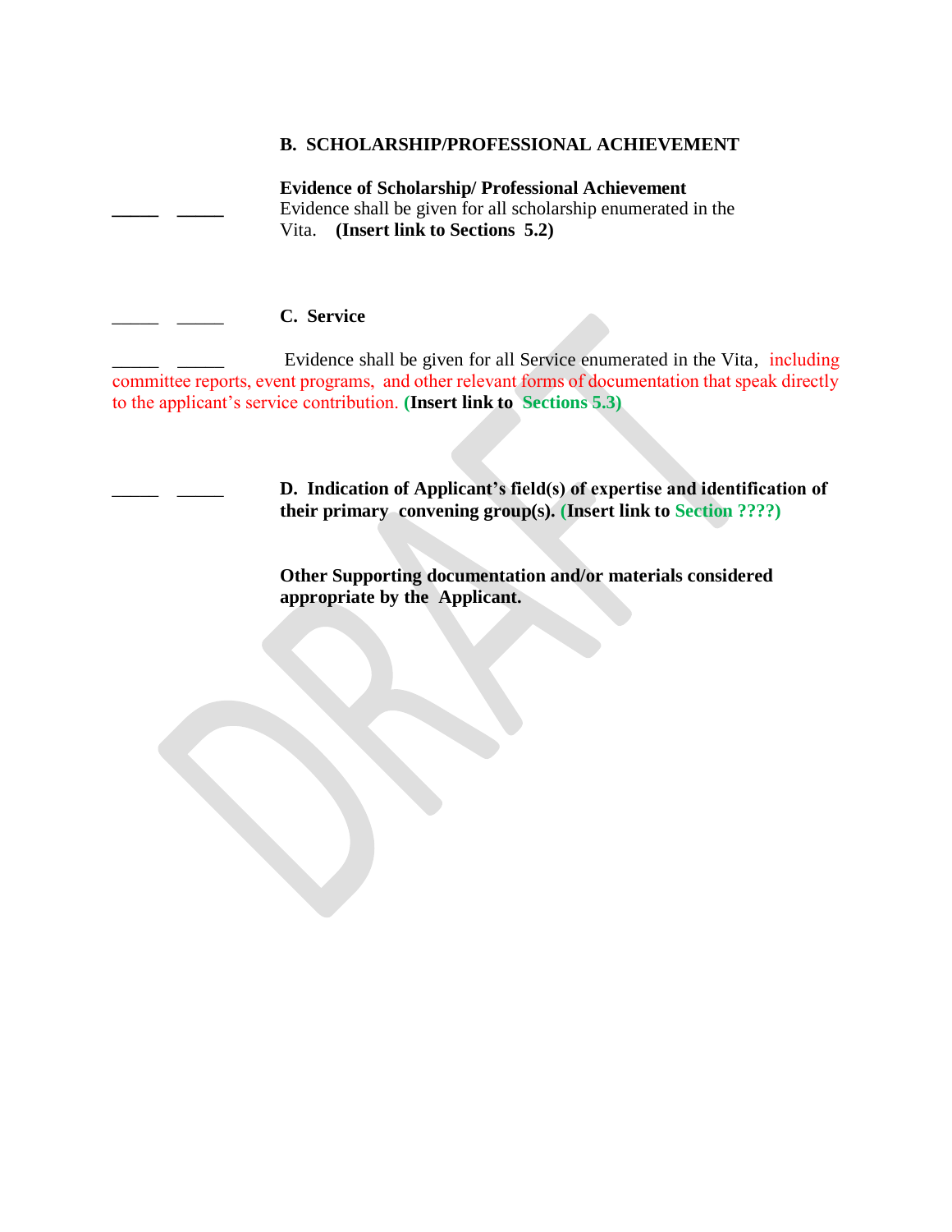**B. SCHOLARSHIP/PROFESSIONAL ACHIEVEMENT**

**Evidence of Scholarship/ Professional Achievement**

_____ _____ Evidence shall be given for all scholarship enumerated in the Vita. **(Insert link to Sections 5.2)**

_____ _____ **C. Service**

_____ _____ Evidence shall be given for all Service enumerated in the Vita, including committee reports, event programs, and other relevant forms of documentation that speak directly to the applicant's service contribution. **(Insert link to Sections 5.3)**

_____ _____ **D. Indication of Applicant's field(s) of expertise and identification of their primary convening group(s). (Insert link to Section ????)**

**Other Supporting documentation and/or materials considered appropriate by the Applicant.**